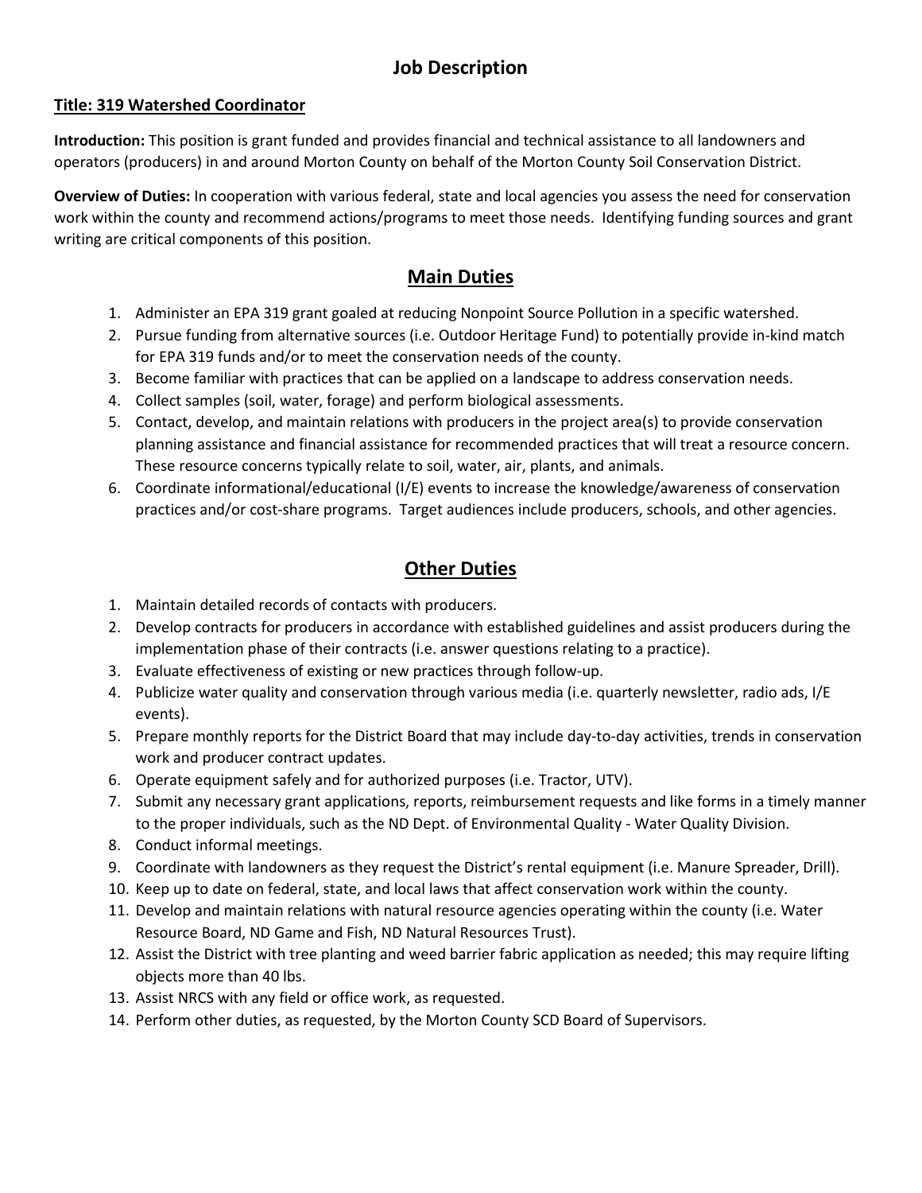# Job Description

**Title: 319 Watershed Coordinator**

**Introduction:** This position is grant funded and provides financial and technical assistance to all landowners and operators (producers) in and around Morton County on behalf of the Morton County Soil Conservation District.

**Overview of Duties:** In cooperation with various federal, state and local agencies you assess the need for conservation work within the county and recommend actions/programs to meet those needs. Identifying funding sources and grant writing are critical components of this position.

## Main Duties

1. Administer an EPA 319 grant goaled at reducing Nonpoint Source Pollution in a specific watershed.
2. Pursue funding from alternative sources (i.e. Outdoor Heritage Fund) to potentially provide in-kind match for EPA 319 funds and/or to meet the conservation needs of the county.
3. Become familiar with practices that can be applied on a landscape to address conservation needs.
4. Collect samples (soil, water, forage) and perform biological assessments.
5. Contact, develop, and maintain relations with producers in the project area(s) to provide conservation planning assistance and financial assistance for recommended practices that will treat a resource concern. These resource concerns typically relate to soil, water, air, plants, and animals.
6. Coordinate informational/educational (I/E) events to increase the knowledge/awareness of conservation practices and/or cost-share programs. Target audiences include producers, schools, and other agencies.

## Other Duties

1. Maintain detailed records of contacts with producers.
2. Develop contracts for producers in accordance with established guidelines and assist producers during the implementation phase of their contracts (i.e. answer questions relating to a practice).
3. Evaluate effectiveness of existing or new practices through follow-up.
4. Publicize water quality and conservation through various media (i.e. quarterly newsletter, radio ads, I/E events).
5. Prepare monthly reports for the District Board that may include day-to-day activities, trends in conservation work and producer contract updates.
6. Operate equipment safely and for authorized purposes (i.e. Tractor, UTV).
7. Submit any necessary grant applications, reports, reimbursement requests and like forms in a timely manner to the proper individuals, such as the ND Dept. of Environmental Quality - Water Quality Division.
8. Conduct informal meetings.
9. Coordinate with landowners as they request the District's rental equipment (i.e. Manure Spreader, Drill).
10. Keep up to date on federal, state, and local laws that affect conservation work within the county.
11. Develop and maintain relations with natural resource agencies operating within the county (i.e. Water Resource Board, ND Game and Fish, ND Natural Resources Trust).
12. Assist the District with tree planting and weed barrier fabric application as needed; this may require lifting objects more than 40 lbs.
13. Assist NRCS with any field or office work, as requested.
14. Perform other duties, as requested, by the Morton County SCD Board of Supervisors.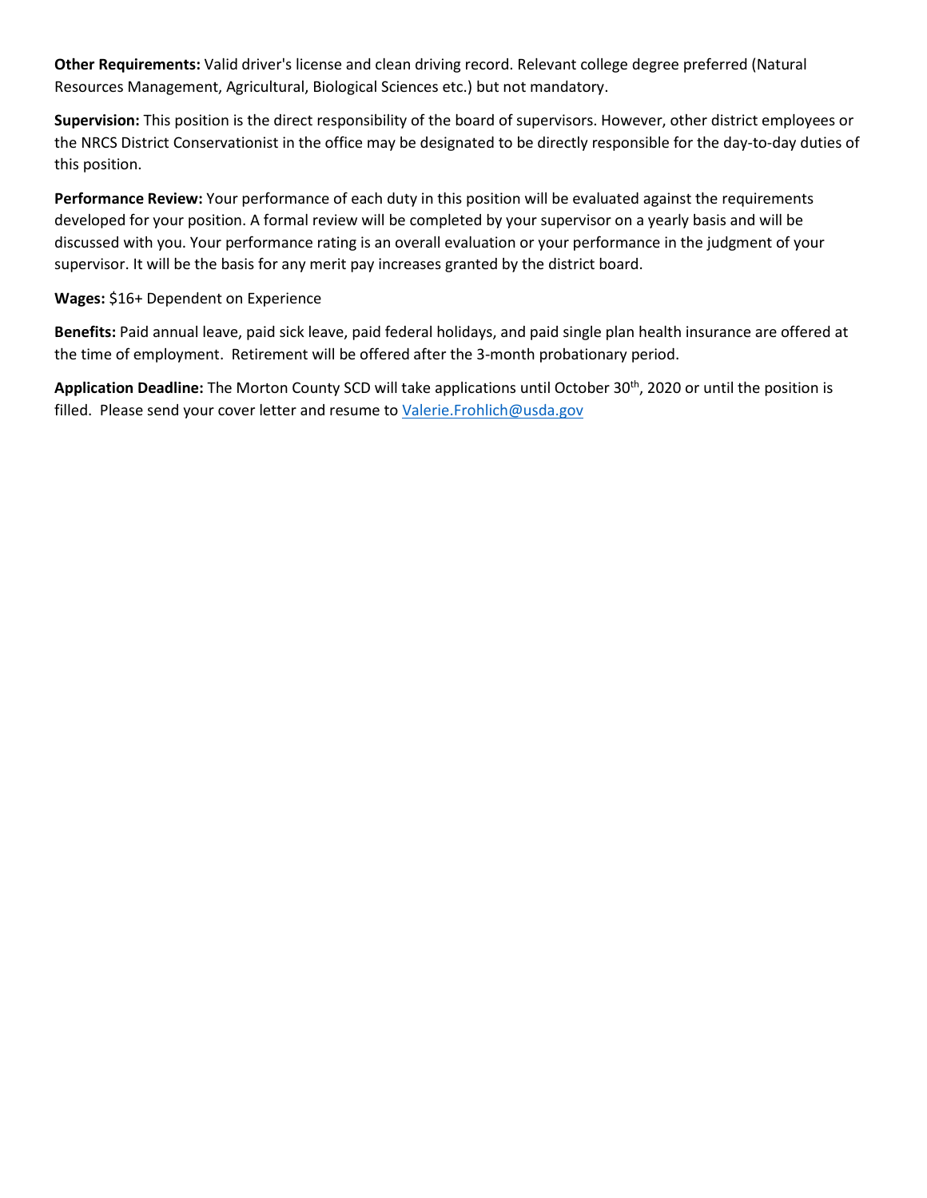**Other Requirements:** Valid driver's license and clean driving record. Relevant college degree preferred (Natural Resources Management, Agricultural, Biological Sciences etc.) but not mandatory.

**Supervision:** This position is the direct responsibility of the board of supervisors. However, other district employees or the NRCS District Conservationist in the office may be designated to be directly responsible for the day-to-day duties of this position.

**Performance Review:** Your performance of each duty in this position will be evaluated against the requirements developed for your position. A formal review will be completed by your supervisor on a yearly basis and will be discussed with you. Your performance rating is an overall evaluation or your performance in the judgment of your supervisor. It will be the basis for any merit pay increases granted by the district board.

**Wages:** $16+ Dependent on Experience

**Benefits:** Paid annual leave, paid sick leave, paid federal holidays, and paid single plan health insurance are offered at the time of employment. Retirement will be offered after the 3-month probationary period.

**Application Deadline:** The Morton County SCD will take applications until October 30th, 2020 or until the position is filled. Please send your cover letter and resume to Valerie.Frohlich@usda.gov